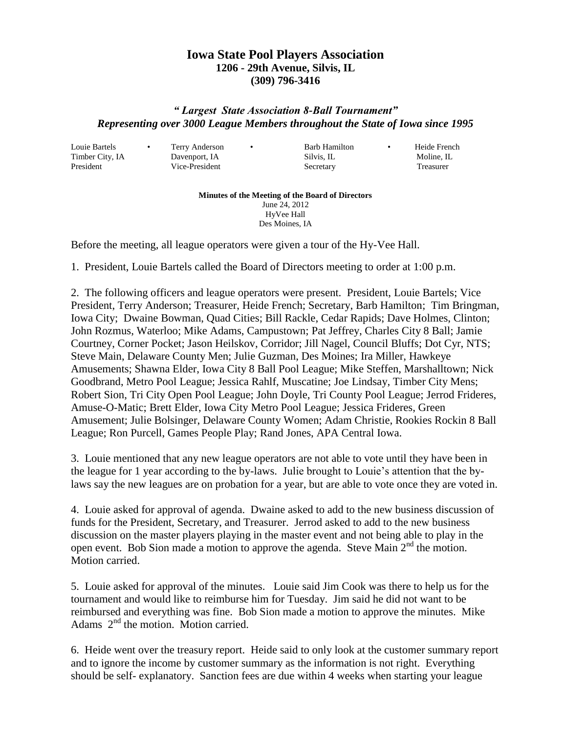# Iowa State Pool Players Association

**1206 - 29th Avenue, Silvis, IL**
**(309) 796-3416**

***" Largest State Association 8-Ball Tournament"***
***Representing over 3000 League Members throughout the State of Iowa since 1995***

| Louie Bartels | Terry Anderson | Barb Hamilton | Heide French |
|---|---|---|---|
| Timber City, IA | Davenport, IA | Silvis, IL | Moline, IL |
| President | Vice-President | Secretary | Treasurer |

**Minutes of the Meeting of the Board of Directors**
June 24, 2012
HyVee Hall
Des Moines, IA

Before the meeting, all league operators were given a tour of the Hy-Vee Hall.

1. President, Louie Bartels called the Board of Directors meeting to order at 1:00 p.m.

2. The following officers and league operators were present. President, Louie Bartels; Vice President, Terry Anderson; Treasurer, Heide French; Secretary, Barb Hamilton; Tim Bringman, Iowa City; Dwaine Bowman, Quad Cities; Bill Rackle, Cedar Rapids; Dave Holmes, Clinton; John Rozmus, Waterloo; Mike Adams, Campustown; Pat Jeffrey, Charles City 8 Ball; Jamie Courtney, Corner Pocket; Jason Heilskov, Corridor; Jill Nagel, Council Bluffs; Dot Cyr, NTS; Steve Main, Delaware County Men; Julie Guzman, Des Moines; Ira Miller, Hawkeye Amusements; Shawna Elder, Iowa City 8 Ball Pool League; Mike Steffen, Marshalltown; Nick Goodbrand, Metro Pool League; Jessica Rahlf, Muscatine; Joe Lindsay, Timber City Mens; Robert Sion, Tri City Open Pool League; John Doyle, Tri County Pool League; Jerrod Frideres, Amuse-O-Matic; Brett Elder, Iowa City Metro Pool League; Jessica Frideres, Green Amusement; Julie Bolsinger, Delaware County Women; Adam Christie, Rookies Rockin 8 Ball League; Ron Purcell, Games People Play; Rand Jones, APA Central Iowa.

3. Louie mentioned that any new league operators are not able to vote until they have been in the league for 1 year according to the by-laws. Julie brought to Louie's attention that the by-laws say the new leagues are on probation for a year, but are able to vote once they are voted in.

4. Louie asked for approval of agenda. Dwaine asked to add to the new business discussion of funds for the President, Secretary, and Treasurer. Jerrod asked to add to the new business discussion on the master players playing in the master event and not being able to play in the open event. Bob Sion made a motion to approve the agenda. Steve Main 2nd the motion. Motion carried.

5. Louie asked for approval of the minutes. Louie said Jim Cook was there to help us for the tournament and would like to reimburse him for Tuesday. Jim said he did not want to be reimbursed and everything was fine. Bob Sion made a motion to approve the minutes. Mike Adams 2nd the motion. Motion carried.

6. Heide went over the treasury report. Heide said to only look at the customer summary report and to ignore the income by customer summary as the information is not right. Everything should be self- explanatory. Sanction fees are due within 4 weeks when starting your league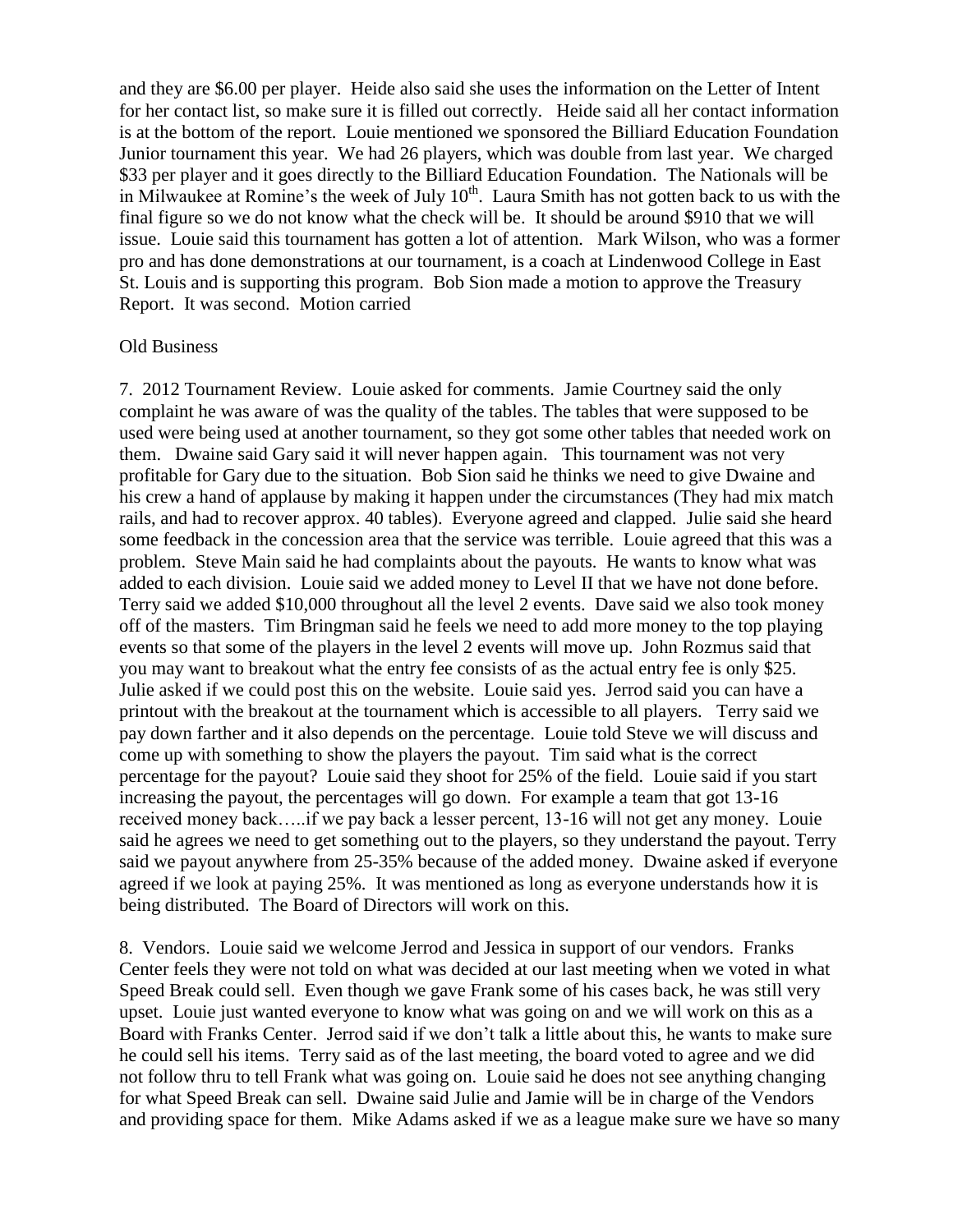and they are $6.00 per player. Heide also said she uses the information on the Letter of Intent for her contact list, so make sure it is filled out correctly. Heide said all her contact information is at the bottom of the report. Louie mentioned we sponsored the Billiard Education Foundation Junior tournament this year. We had 26 players, which was double from last year. We charged $33 per player and it goes directly to the Billiard Education Foundation. The Nationals will be in Milwaukee at Romine's the week of July 10th. Laura Smith has not gotten back to us with the final figure so we do not know what the check will be. It should be around $910 that we will issue. Louie said this tournament has gotten a lot of attention. Mark Wilson, who was a former pro and has done demonstrations at our tournament, is a coach at Lindenwood College in East St. Louis and is supporting this program. Bob Sion made a motion to approve the Treasury Report. It was second. Motion carried

Old Business

7. 2012 Tournament Review. Louie asked for comments. Jamie Courtney said the only complaint he was aware of was the quality of the tables. The tables that were supposed to be used were being used at another tournament, so they got some other tables that needed work on them. Dwaine said Gary said it will never happen again. This tournament was not very profitable for Gary due to the situation. Bob Sion said he thinks we need to give Dwaine and his crew a hand of applause by making it happen under the circumstances (They had mix match rails, and had to recover approx. 40 tables). Everyone agreed and clapped. Julie said she heard some feedback in the concession area that the service was terrible. Louie agreed that this was a problem. Steve Main said he had complaints about the payouts. He wants to know what was added to each division. Louie said we added money to Level II that we have not done before. Terry said we added $10,000 throughout all the level 2 events. Dave said we also took money off of the masters. Tim Bringman said he feels we need to add more money to the top playing events so that some of the players in the level 2 events will move up. John Rozmus said that you may want to breakout what the entry fee consists of as the actual entry fee is only $25. Julie asked if we could post this on the website. Louie said yes. Jerrod said you can have a printout with the breakout at the tournament which is accessible to all players. Terry said we pay down farther and it also depends on the percentage. Louie told Steve we will discuss and come up with something to show the players the payout. Tim said what is the correct percentage for the payout? Louie said they shoot for 25% of the field. Louie said if you start increasing the payout, the percentages will go down. For example a team that got 13-16 received money back…..if we pay back a lesser percent, 13-16 will not get any money. Louie said he agrees we need to get something out to the players, so they understand the payout. Terry said we payout anywhere from 25-35% because of the added money. Dwaine asked if everyone agreed if we look at paying 25%. It was mentioned as long as everyone understands how it is being distributed. The Board of Directors will work on this.

8. Vendors. Louie said we welcome Jerrod and Jessica in support of our vendors. Franks Center feels they were not told on what was decided at our last meeting when we voted in what Speed Break could sell. Even though we gave Frank some of his cases back, he was still very upset. Louie just wanted everyone to know what was going on and we will work on this as a Board with Franks Center. Jerrod said if we don't talk a little about this, he wants to make sure he could sell his items. Terry said as of the last meeting, the board voted to agree and we did not follow thru to tell Frank what was going on. Louie said he does not see anything changing for what Speed Break can sell. Dwaine said Julie and Jamie will be in charge of the Vendors and providing space for them. Mike Adams asked if we as a league make sure we have so many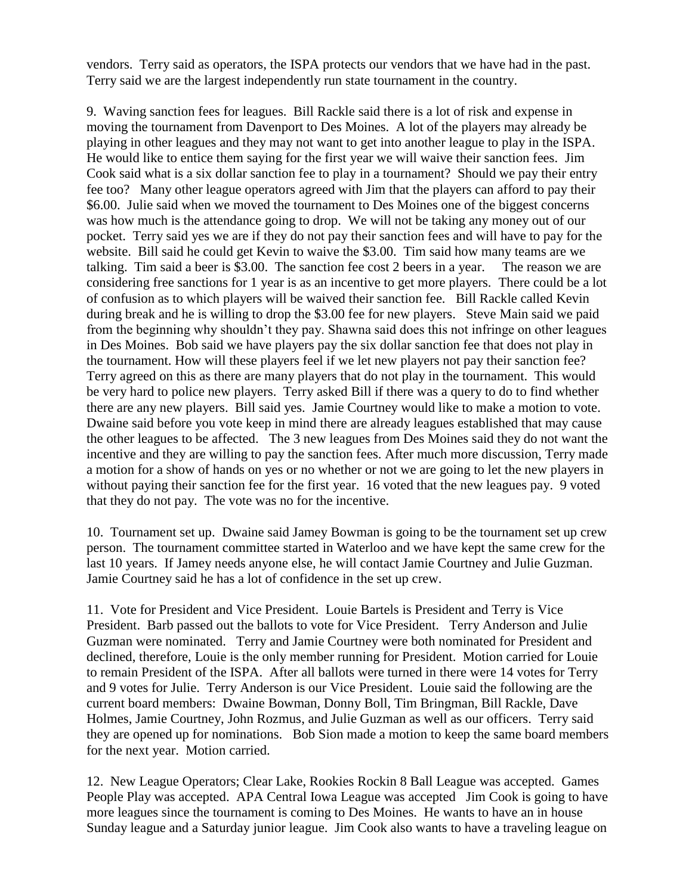vendors. Terry said as operators, the ISPA protects our vendors that we have had in the past. Terry said we are the largest independently run state tournament in the country.

9. Waving sanction fees for leagues. Bill Rackle said there is a lot of risk and expense in moving the tournament from Davenport to Des Moines. A lot of the players may already be playing in other leagues and they may not want to get into another league to play in the ISPA. He would like to entice them saying for the first year we will waive their sanction fees. Jim Cook said what is a six dollar sanction fee to play in a tournament? Should we pay their entry fee too? Many other league operators agreed with Jim that the players can afford to pay their $6.00. Julie said when we moved the tournament to Des Moines one of the biggest concerns was how much is the attendance going to drop. We will not be taking any money out of our pocket. Terry said yes we are if they do not pay their sanction fees and will have to pay for the website. Bill said he could get Kevin to waive the $3.00. Tim said how many teams are we talking. Tim said a beer is $3.00. The sanction fee cost 2 beers in a year. The reason we are considering free sanctions for 1 year is as an incentive to get more players. There could be a lot of confusion as to which players will be waived their sanction fee. Bill Rackle called Kevin during break and he is willing to drop the $3.00 fee for new players. Steve Main said we paid from the beginning why shouldn't they pay. Shawna said does this not infringe on other leagues in Des Moines. Bob said we have players pay the six dollar sanction fee that does not play in the tournament. How will these players feel if we let new players not pay their sanction fee? Terry agreed on this as there are many players that do not play in the tournament. This would be very hard to police new players. Terry asked Bill if there was a query to do to find whether there are any new players. Bill said yes. Jamie Courtney would like to make a motion to vote. Dwaine said before you vote keep in mind there are already leagues established that may cause the other leagues to be affected. The 3 new leagues from Des Moines said they do not want the incentive and they are willing to pay the sanction fees. After much more discussion, Terry made a motion for a show of hands on yes or no whether or not we are going to let the new players in without paying their sanction fee for the first year. 16 voted that the new leagues pay. 9 voted that they do not pay. The vote was no for the incentive.

10. Tournament set up. Dwaine said Jamey Bowman is going to be the tournament set up crew person. The tournament committee started in Waterloo and we have kept the same crew for the last 10 years. If Jamey needs anyone else, he will contact Jamie Courtney and Julie Guzman. Jamie Courtney said he has a lot of confidence in the set up crew.

11. Vote for President and Vice President. Louie Bartels is President and Terry is Vice President. Barb passed out the ballots to vote for Vice President. Terry Anderson and Julie Guzman were nominated. Terry and Jamie Courtney were both nominated for President and declined, therefore, Louie is the only member running for President. Motion carried for Louie to remain President of the ISPA. After all ballots were turned in there were 14 votes for Terry and 9 votes for Julie. Terry Anderson is our Vice President. Louie said the following are the current board members: Dwaine Bowman, Donny Boll, Tim Bringman, Bill Rackle, Dave Holmes, Jamie Courtney, John Rozmus, and Julie Guzman as well as our officers. Terry said they are opened up for nominations. Bob Sion made a motion to keep the same board members for the next year. Motion carried.

12. New League Operators; Clear Lake, Rookies Rockin 8 Ball League was accepted. Games People Play was accepted. APA Central Iowa League was accepted Jim Cook is going to have more leagues since the tournament is coming to Des Moines. He wants to have an in house Sunday league and a Saturday junior league. Jim Cook also wants to have a traveling league on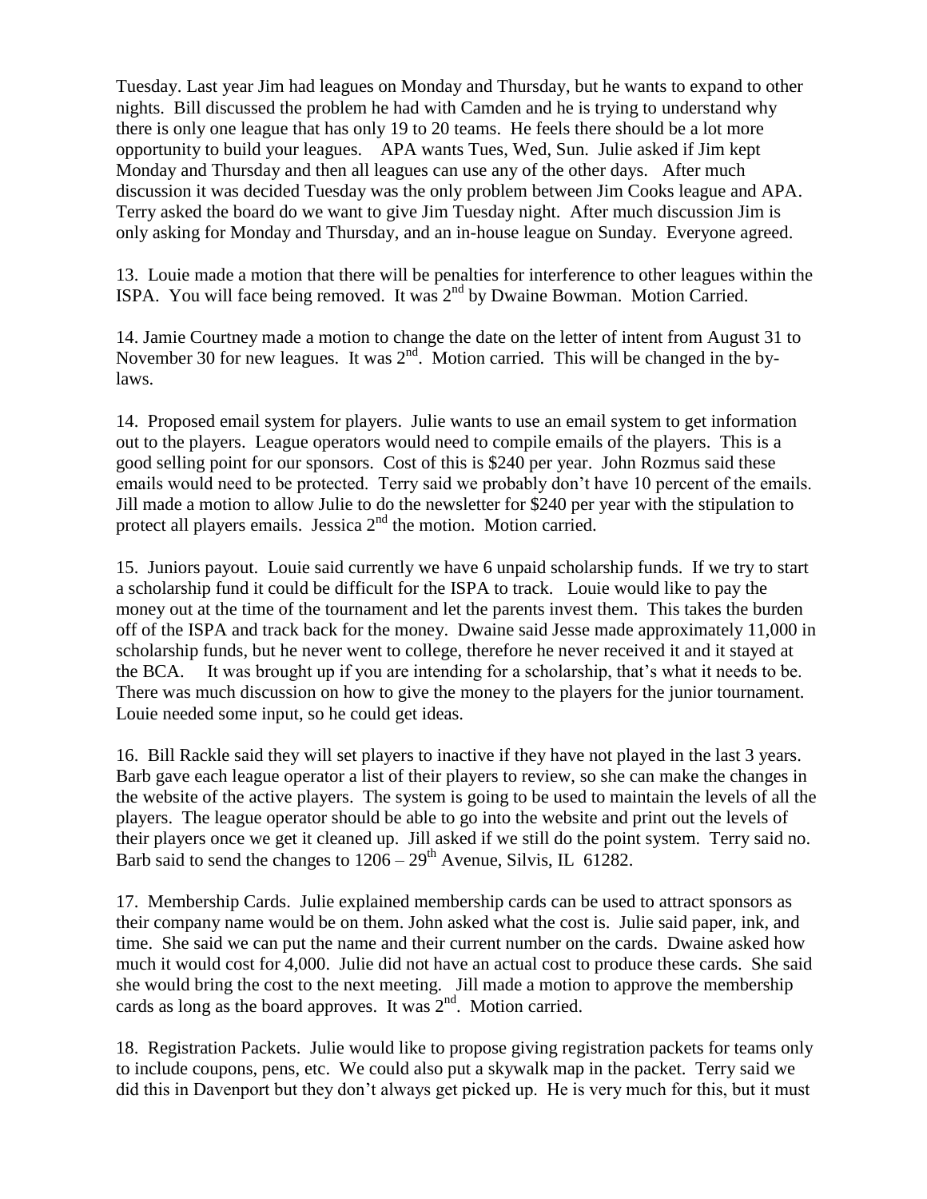Tuesday. Last year Jim had leagues on Monday and Thursday, but he wants to expand to other nights. Bill discussed the problem he had with Camden and he is trying to understand why there is only one league that has only 19 to 20 teams. He feels there should be a lot more opportunity to build your leagues. APA wants Tues, Wed, Sun. Julie asked if Jim kept Monday and Thursday and then all leagues can use any of the other days. After much discussion it was decided Tuesday was the only problem between Jim Cooks league and APA. Terry asked the board do we want to give Jim Tuesday night. After much discussion Jim is only asking for Monday and Thursday, and an in-house league on Sunday. Everyone agreed.

13. Louie made a motion that there will be penalties for interference to other leagues within the ISPA. You will face being removed. It was 2nd by Dwaine Bowman. Motion Carried.

14. Jamie Courtney made a motion to change the date on the letter of intent from August 31 to November 30 for new leagues. It was 2nd. Motion carried. This will be changed in the by-laws.

14. Proposed email system for players. Julie wants to use an email system to get information out to the players. League operators would need to compile emails of the players. This is a good selling point for our sponsors. Cost of this is $240 per year. John Rozmus said these emails would need to be protected. Terry said we probably don't have 10 percent of the emails. Jill made a motion to allow Julie to do the newsletter for $240 per year with the stipulation to protect all players emails. Jessica 2nd the motion. Motion carried.

15. Juniors payout. Louie said currently we have 6 unpaid scholarship funds. If we try to start a scholarship fund it could be difficult for the ISPA to track. Louie would like to pay the money out at the time of the tournament and let the parents invest them. This takes the burden off of the ISPA and track back for the money. Dwaine said Jesse made approximately 11,000 in scholarship funds, but he never went to college, therefore he never received it and it stayed at the BCA. It was brought up if you are intending for a scholarship, that's what it needs to be. There was much discussion on how to give the money to the players for the junior tournament. Louie needed some input, so he could get ideas.

16. Bill Rackle said they will set players to inactive if they have not played in the last 3 years. Barb gave each league operator a list of their players to review, so she can make the changes in the website of the active players. The system is going to be used to maintain the levels of all the players. The league operator should be able to go into the website and print out the levels of their players once we get it cleaned up. Jill asked if we still do the point system. Terry said no. Barb said to send the changes to 1206 – 29th Avenue, Silvis, IL 61282.

17. Membership Cards. Julie explained membership cards can be used to attract sponsors as their company name would be on them. John asked what the cost is. Julie said paper, ink, and time. She said we can put the name and their current number on the cards. Dwaine asked how much it would cost for 4,000. Julie did not have an actual cost to produce these cards. She said she would bring the cost to the next meeting. Jill made a motion to approve the membership cards as long as the board approves. It was 2nd. Motion carried.

18. Registration Packets. Julie would like to propose giving registration packets for teams only to include coupons, pens, etc. We could also put a skywalk map in the packet. Terry said we did this in Davenport but they don't always get picked up. He is very much for this, but it must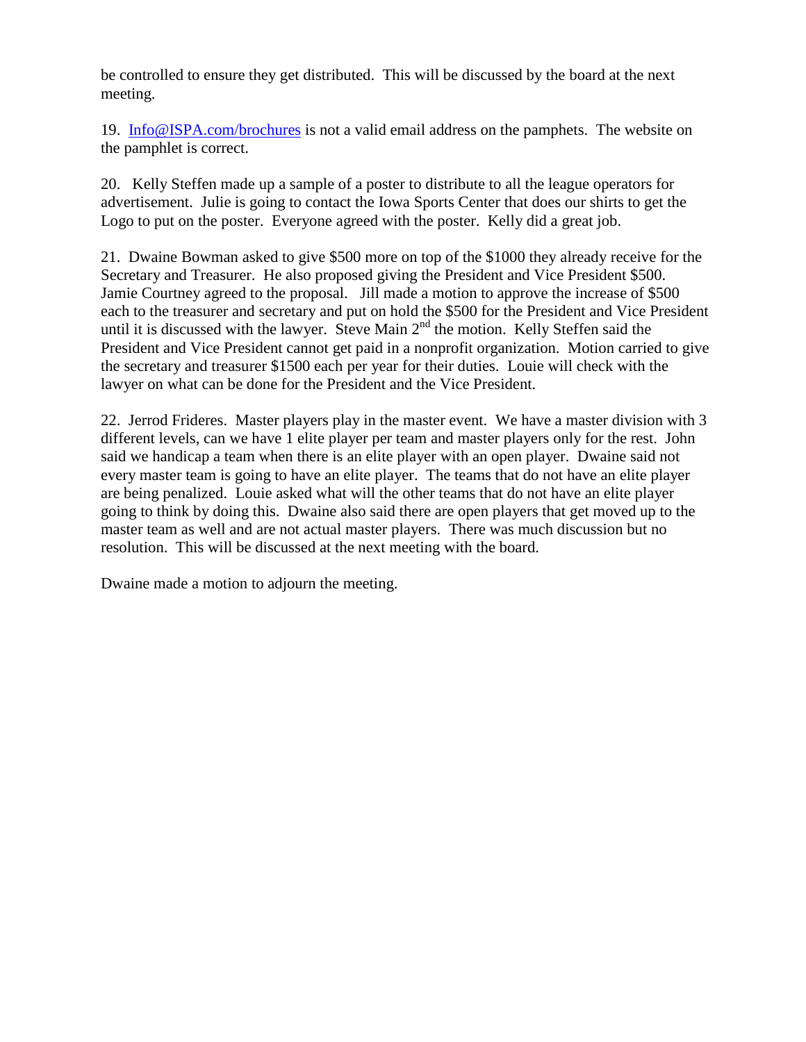be controlled to ensure they get distributed. This will be discussed by the board at the next meeting.

19. Info@ISPA.com/brochures is not a valid email address on the pamphets. The website on the pamphlet is correct.

20. Kelly Steffen made up a sample of a poster to distribute to all the league operators for advertisement. Julie is going to contact the Iowa Sports Center that does our shirts to get the Logo to put on the poster. Everyone agreed with the poster. Kelly did a great job.

21. Dwaine Bowman asked to give $500 more on top of the $1000 they already receive for the Secretary and Treasurer. He also proposed giving the President and Vice President $500. Jamie Courtney agreed to the proposal. Jill made a motion to approve the increase of $500 each to the treasurer and secretary and put on hold the $500 for the President and Vice President until it is discussed with the lawyer. Steve Main 2nd the motion. Kelly Steffen said the President and Vice President cannot get paid in a nonprofit organization. Motion carried to give the secretary and treasurer $1500 each per year for their duties. Louie will check with the lawyer on what can be done for the President and the Vice President.

22. Jerrod Frideres. Master players play in the master event. We have a master division with 3 different levels, can we have 1 elite player per team and master players only for the rest. John said we handicap a team when there is an elite player with an open player. Dwaine said not every master team is going to have an elite player. The teams that do not have an elite player are being penalized. Louie asked what will the other teams that do not have an elite player going to think by doing this. Dwaine also said there are open players that get moved up to the master team as well and are not actual master players. There was much discussion but no resolution. This will be discussed at the next meeting with the board.

Dwaine made a motion to adjourn the meeting.